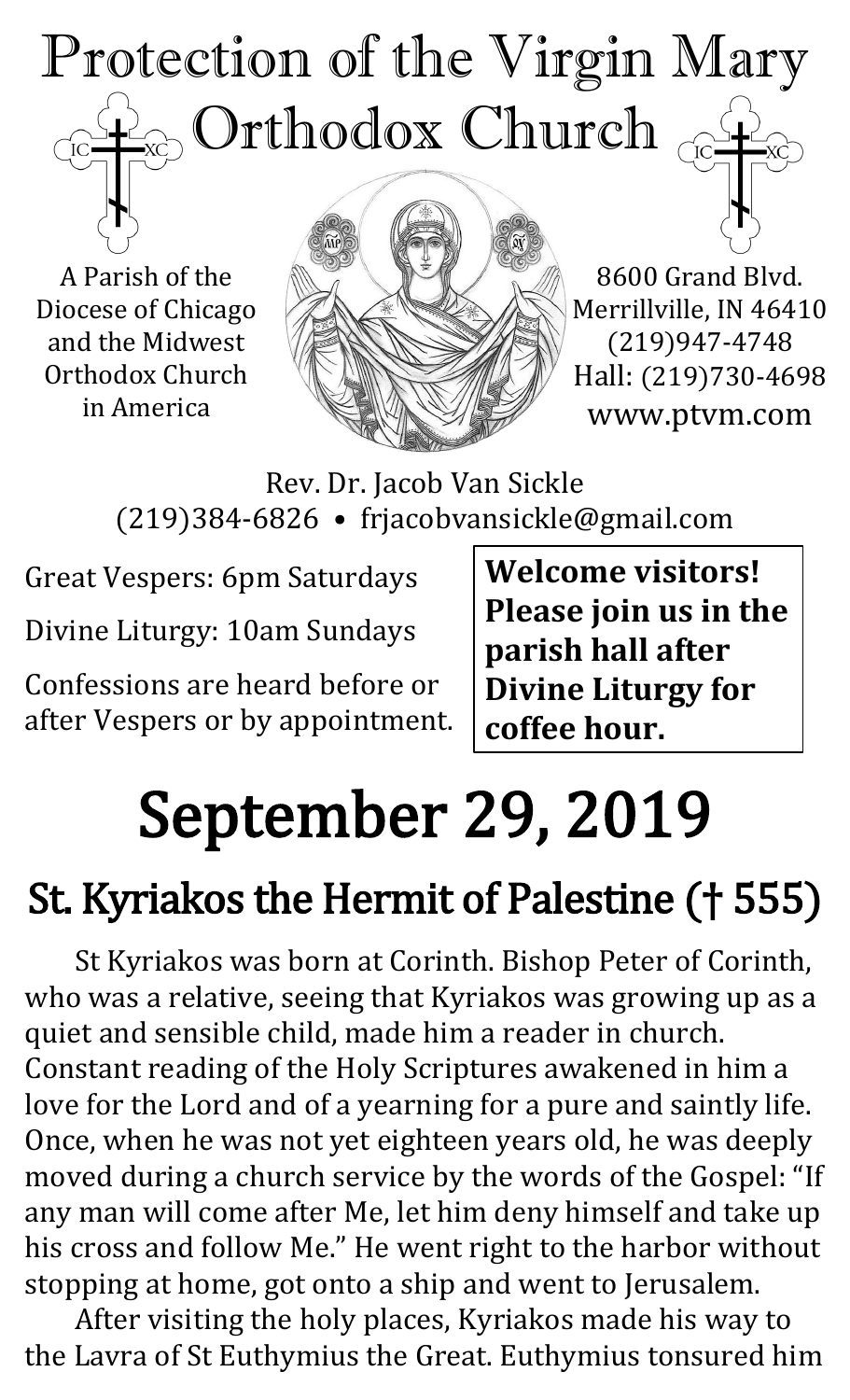# Protection of the Virgin Mary Orthodox Church

A Parish of the Diocese of Chicago and the Midwest Orthodox Church in America

8600 Grand Blvd.
Merrillville, IN 46410
(219)947-4748
Hall: (219)730-4698
www.ptvm.com

Rev. Dr. Jacob Van Sickle
(219)384-6826 • frjacobvansickle@gmail.com

Great Vespers: 6pm Saturdays

Divine Liturgy: 10am Sundays

Confessions are heard before or after Vespers or by appointment.

**Welcome visitors! Please join us in the parish hall after Divine Liturgy for coffee hour.**

# September 29, 2019

## St. Kyriakos the Hermit of Palestine († 555)

St Kyriakos was born at Corinth. Bishop Peter of Corinth, who was a relative, seeing that Kyriakos was growing up as a quiet and sensible child, made him a reader in church. Constant reading of the Holy Scriptures awakened in him a love for the Lord and of a yearning for a pure and saintly life. Once, when he was not yet eighteen years old, he was deeply moved during a church service by the words of the Gospel: "If any man will come after Me, let him deny himself and take up his cross and follow Me." He went right to the harbor without stopping at home, got onto a ship and went to Jerusalem.

After visiting the holy places, Kyriakos made his way to the Lavra of St Euthymius the Great. Euthymius tonsured him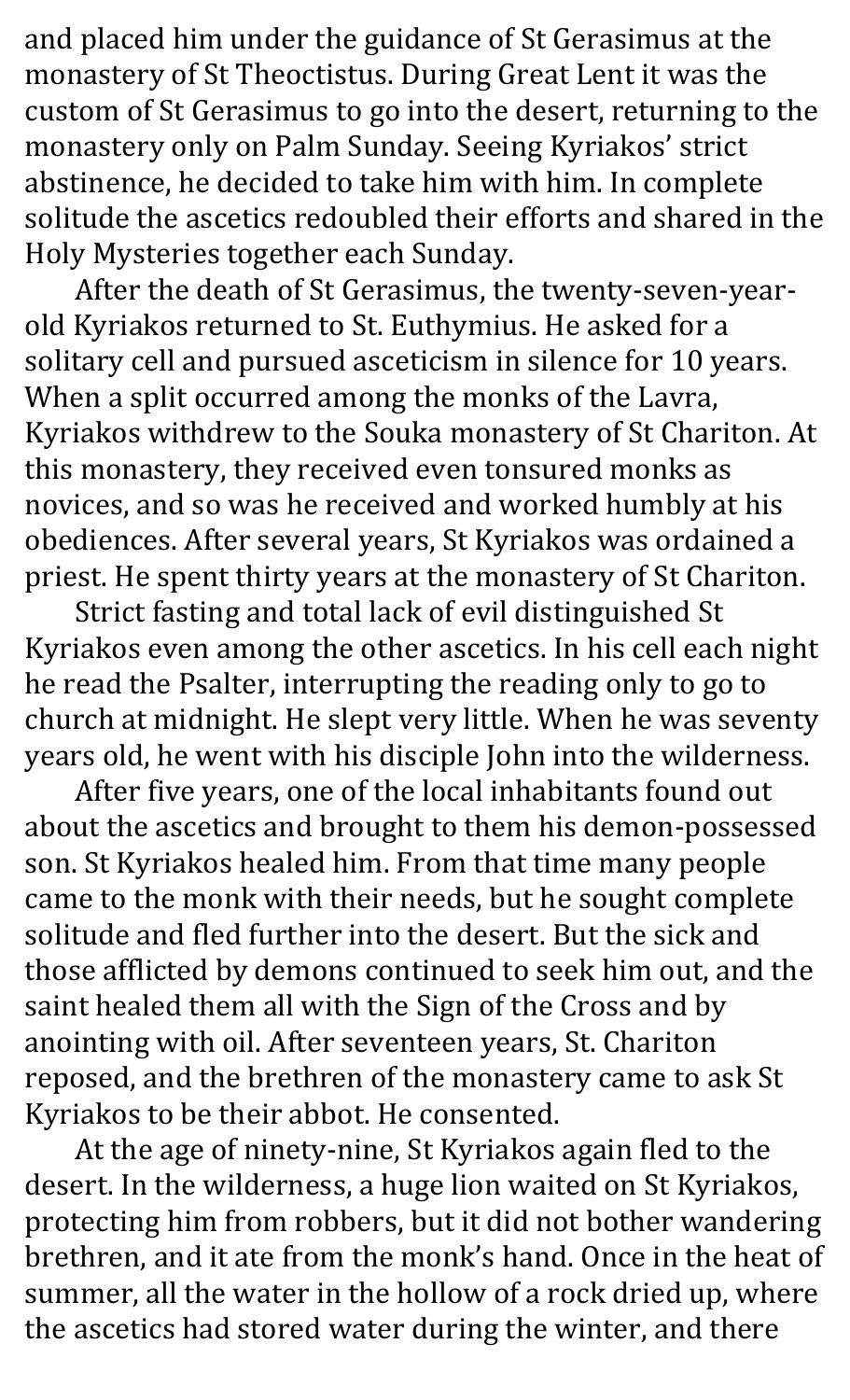and placed him under the guidance of St Gerasimus at the monastery of St Theoctistus. During Great Lent it was the custom of St Gerasimus to go into the desert, returning to the monastery only on Palm Sunday. Seeing Kyriakos' strict abstinence, he decided to take him with him. In complete solitude the ascetics redoubled their efforts and shared in the Holy Mysteries together each Sunday.

After the death of St Gerasimus, the twenty-seven-year-old Kyriakos returned to St. Euthymius. He asked for a solitary cell and pursued asceticism in silence for 10 years. When a split occurred among the monks of the Lavra, Kyriakos withdrew to the Souka monastery of St Chariton. At this monastery, they received even tonsured monks as novices, and so was he received and worked humbly at his obediences. After several years, St Kyriakos was ordained a priest. He spent thirty years at the monastery of St Chariton.

Strict fasting and total lack of evil distinguished St Kyriakos even among the other ascetics. In his cell each night he read the Psalter, interrupting the reading only to go to church at midnight. He slept very little. When he was seventy years old, he went with his disciple John into the wilderness.

After five years, one of the local inhabitants found out about the ascetics and brought to them his demon-possessed son. St Kyriakos healed him. From that time many people came to the monk with their needs, but he sought complete solitude and fled further into the desert. But the sick and those afflicted by demons continued to seek him out, and the saint healed them all with the Sign of the Cross and by anointing with oil. After seventeen years, St. Chariton reposed, and the brethren of the monastery came to ask St Kyriakos to be their abbot. He consented.

At the age of ninety-nine, St Kyriakos again fled to the desert. In the wilderness, a huge lion waited on St Kyriakos, protecting him from robbers, but it did not bother wandering brethren, and it ate from the monk's hand. Once in the heat of summer, all the water in the hollow of a rock dried up, where the ascetics had stored water during the winter, and there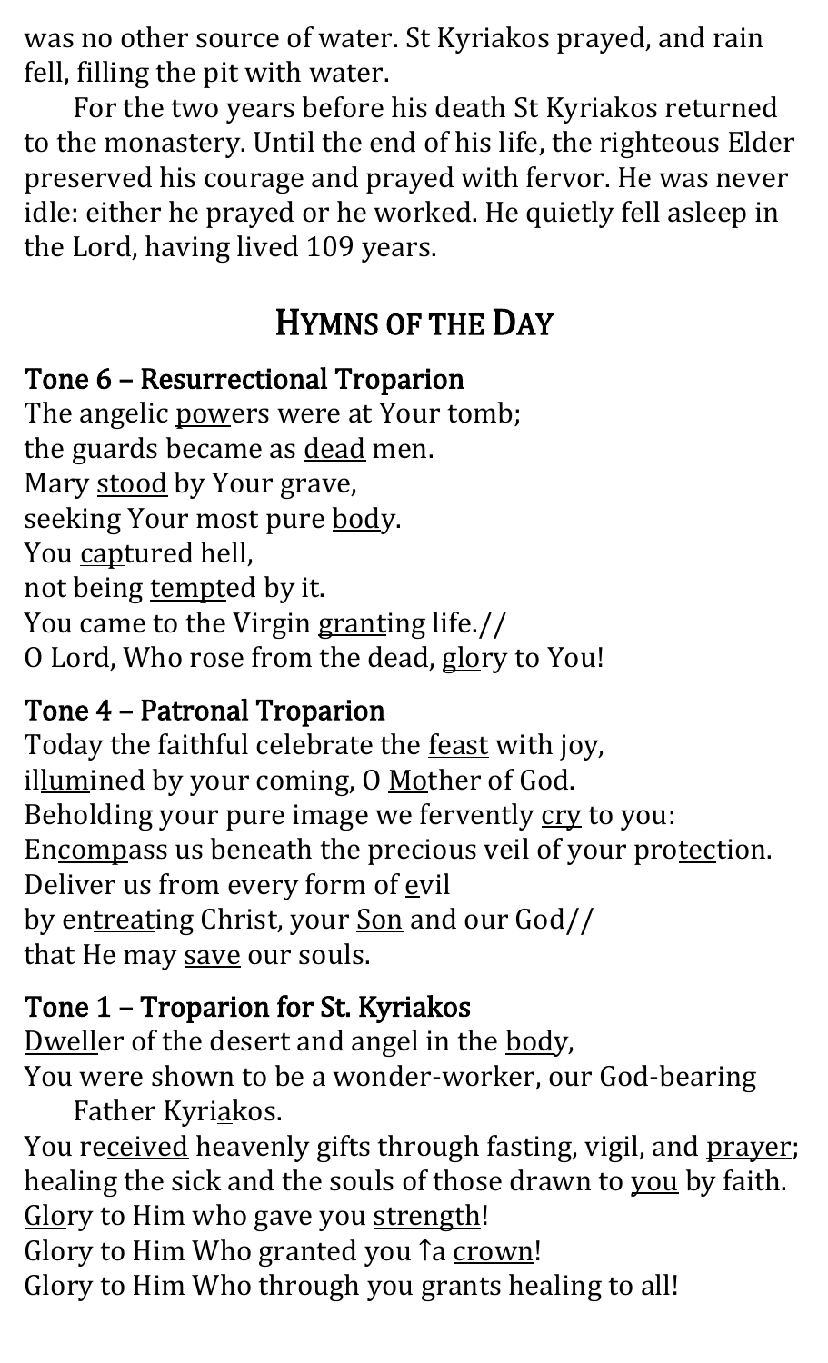was no other source of water. St Kyriakos prayed, and rain fell, filling the pit with water.

For the two years before his death St Kyriakos returned to the monastery. Until the end of his life, the righteous Elder preserved his courage and prayed with fervor. He was never idle: either he prayed or he worked. He quietly fell asleep in the Lord, having lived 109 years.

## HYMNS OF THE DAY

### Tone 6 – Resurrectional Troparion

The angelic powers were at Your tomb;
the guards became as dead men.
Mary stood by Your grave,
seeking Your most pure body.
You captured hell,
not being tempted by it.
You came to the Virgin granting life.//
O Lord, Who rose from the dead, glory to You!

### Tone 4 – Patronal Troparion

Today the faithful celebrate the feast with joy,
illumined by your coming, O Mother of God.
Beholding your pure image we fervently cry to you:
Encompass us beneath the precious veil of your protection.
Deliver us from every form of evil
by entreating Christ, your Son and our God//
that He may save our souls.

### Tone 1 – Troparion for St. Kyriakos

Dweller of the desert and angel in the body,
You were shown to be a wonder-worker, our God-bearing Father Kyriakos.
You received heavenly gifts through fasting, vigil, and prayer;
healing the sick and the souls of those drawn to you by faith.
Glory to Him who gave you strength!
Glory to Him Who granted you ↑a crown!
Glory to Him Who through you grants healing to all!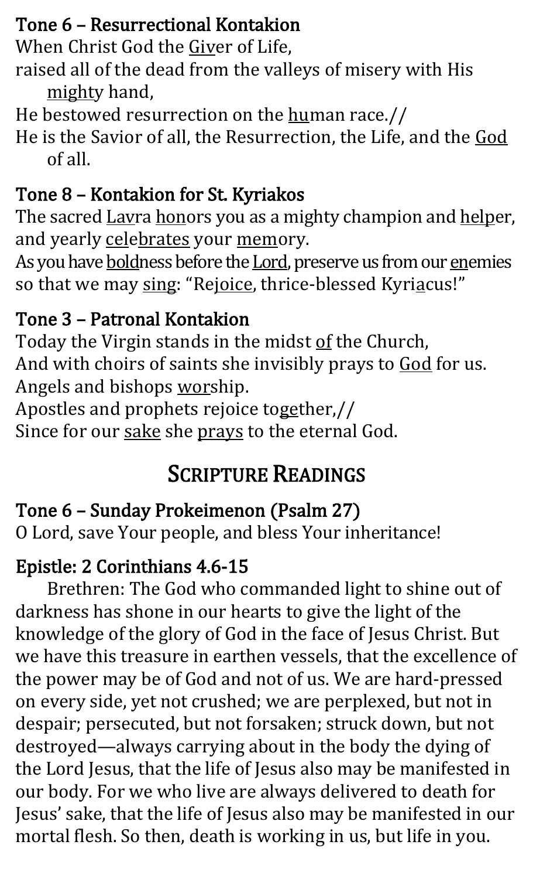### Tone 6 – Resurrectional Kontakion

When Christ God the Giver of Life,
raised all of the dead from the valleys of misery with His mighty hand,
He bestowed resurrection on the human race.//
He is the Savior of all, the Resurrection, the Life, and the God of all.

### Tone 8 – Kontakion for St. Kyriakos

The sacred Lavra honors you as a mighty champion and helper, and yearly celebrates your memory.
As you have boldness before the Lord, preserve us from our enemies so that we may sing: "Rejoice, thrice-blessed Kyriacus!"

### Tone 3 – Patronal Kontakion

Today the Virgin stands in the midst of the Church,
And with choirs of saints she invisibly prays to God for us.
Angels and bishops worship.
Apostles and prophets rejoice together,//
Since for our sake she prays to the eternal God.

## Scripture Readings

### Tone 6 – Sunday Prokeimenon (Psalm 27)

O Lord, save Your people, and bless Your inheritance!

### Epistle: 2 Corinthians 4.6-15

Brethren: The God who commanded light to shine out of darkness has shone in our hearts to give the light of the knowledge of the glory of God in the face of Jesus Christ. But we have this treasure in earthen vessels, that the excellence of the power may be of God and not of us. We are hard-pressed on every side, yet not crushed; we are perplexed, but not in despair; persecuted, but not forsaken; struck down, but not destroyed—always carrying about in the body the dying of the Lord Jesus, that the life of Jesus also may be manifested in our body. For we who live are always delivered to death for Jesus' sake, that the life of Jesus also may be manifested in our mortal flesh. So then, death is working in us, but life in you.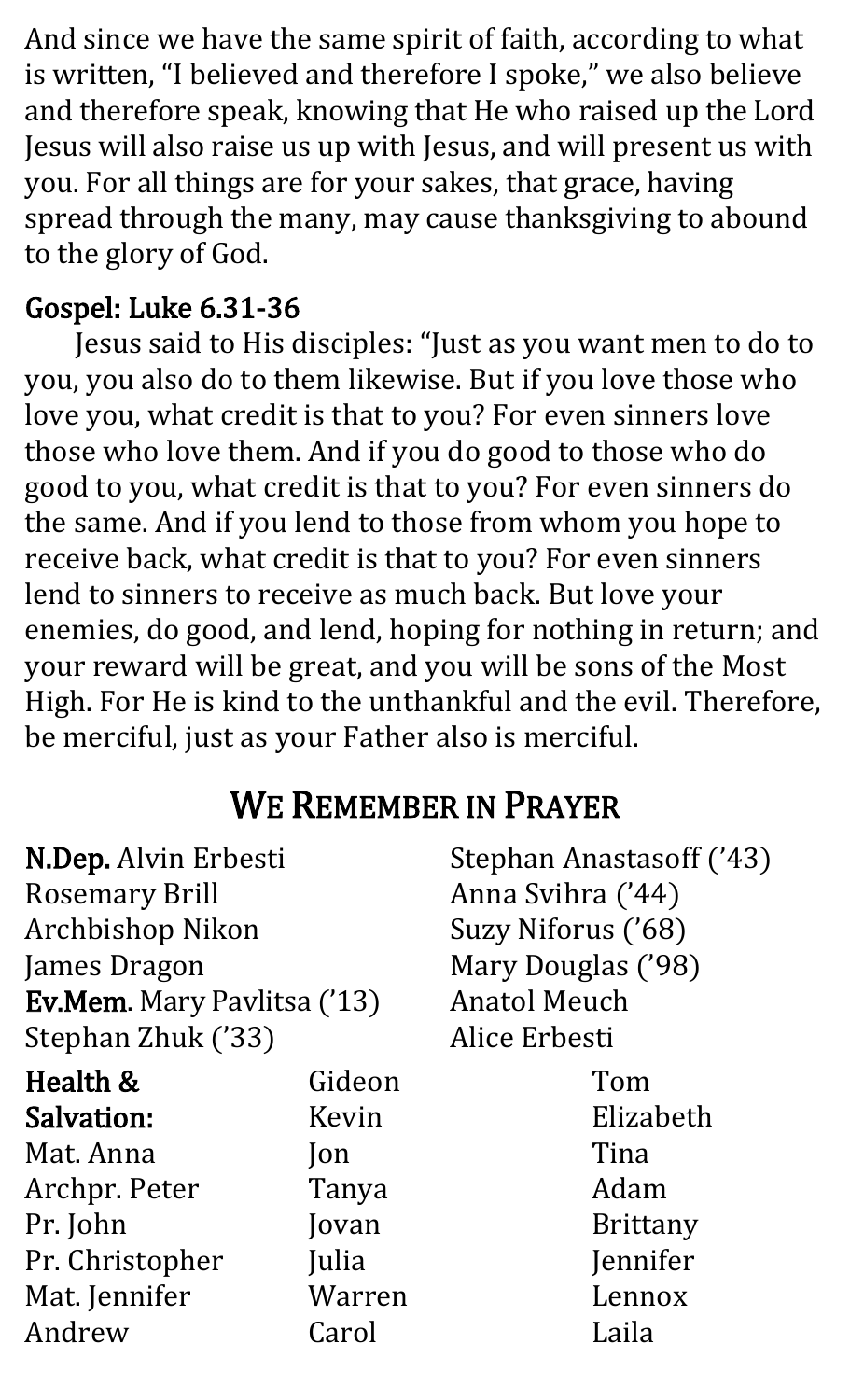And since we have the same spirit of faith, according to what is written, "I believed and therefore I spoke," we also believe and therefore speak, knowing that He who raised up the Lord Jesus will also raise us up with Jesus, and will present us with you. For all things are for your sakes, that grace, having spread through the many, may cause thanksgiving to abound to the glory of God.

### Gospel: Luke 6.31-36

Jesus said to His disciples: "Just as you want men to do to you, you also do to them likewise. But if you love those who love you, what credit is that to you? For even sinners love those who love them. And if you do good to those who do good to you, what credit is that to you? For even sinners do the same. And if you lend to those from whom you hope to receive back, what credit is that to you? For even sinners lend to sinners to receive as much back. But love your enemies, do good, and lend, hoping for nothing in return; and your reward will be great, and you will be sons of the Most High. For He is kind to the unthankful and the evil. Therefore, be merciful, just as your Father also is merciful.

## We Remember in Prayer

**N.Dep.** Alvin Erbesti
Rosemary Brill
Archbishop Nikon
James Dragon
**Ev.Mem.** Mary Pavlitsa ('13)
Stephan Zhuk ('33)
Stephan Anastasoff ('43)
Anna Svihra ('44)
Suzy Niforus ('68)
Mary Douglas ('98)
Anatol Meuch
Alice Erbesti

**Health & Salvation:**
Mat. Anna
Archpr. Peter
Pr. John
Pr. Christopher
Mat. Jennifer
Andrew
Gideon
Kevin
Jon
Tanya
Jovan
Julia
Warren
Carol
Tom
Elizabeth
Tina
Adam
Brittany
Jennifer
Lennox
Laila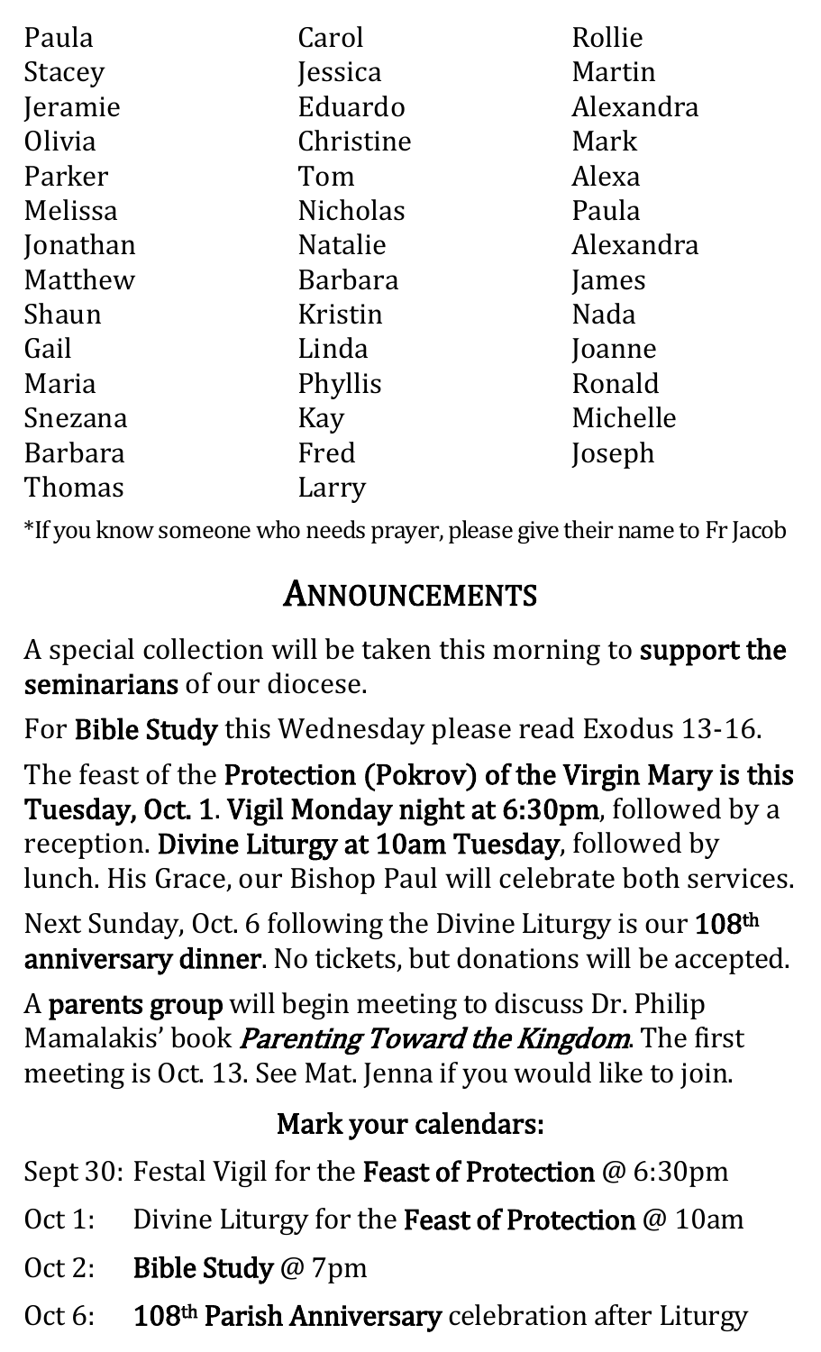Paula
Stacey
Jeramie
Olivia
Parker
Melissa
Jonathan
Matthew
Shaun
Gail
Maria
Snezana
Barbara
Thomas
Carol
Jessica
Eduardo
Christine
Tom
Nicholas
Natalie
Barbara
Kristin
Linda
Phyllis
Kay
Fred
Larry
Rollie
Martin
Alexandra
Mark
Alexa
Paula
Alexandra
James
Nada
Joanne
Ronald
Michelle
Joseph

*If you know someone who needs prayer, please give their name to Fr Jacob

## Announcements

A special collection will be taken this morning to **support the seminarians** of our diocese.

For **Bible Study** this Wednesday please read Exodus 13-16.

The feast of the **Protection (Pokrov) of the Virgin Mary is this Tuesday, Oct. 1**. **Vigil Monday night at 6:30pm**, followed by a reception. **Divine Liturgy at 10am Tuesday**, followed by lunch. His Grace, our Bishop Paul will celebrate both services.

Next Sunday, Oct. 6 following the Divine Liturgy is our **108th anniversary dinner**. No tickets, but donations will be accepted.

A **parents group** will begin meeting to discuss Dr. Philip Mamalakis' book *Parenting Toward the Kingdom*. The first meeting is Oct. 13. See Mat. Jenna if you would like to join.

### Mark your calendars:

Sept 30: Festal Vigil for the **Feast of Protection** @ 6:30pm

Oct 1: Divine Liturgy for the **Feast of Protection** @ 10am

Oct 2: **Bible Study** @ 7pm

Oct 6: **108th Parish Anniversary** celebration after Liturgy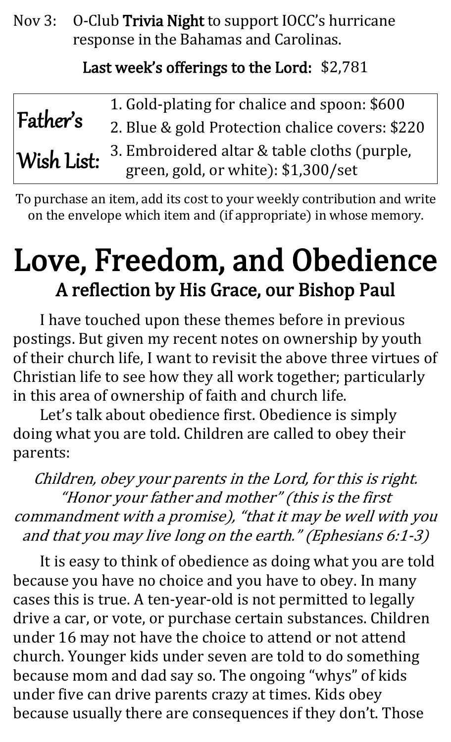Nov 3: O-Club **Trivia Night** to support IOCC's hurricane response in the Bahamas and Carolinas.

**Last week's offerings to the Lord:** $2,781

| Father's Wish List: | |
|---|---|
| | 1. Gold-plating for chalice and spoon: $600 |
| | 2. Blue & gold Protection chalice covers: $220 |
| | 3. Embroidered altar & table cloths (purple, green, gold, or white): $1,300/set |

To purchase an item, add its cost to your weekly contribution and write on the envelope which item and (if appropriate) in whose memory.

# Love, Freedom, and Obedience

## A reflection by His Grace, our Bishop Paul

I have touched upon these themes before in previous postings. But given my recent notes on ownership by youth of their church life, I want to revisit the above three virtues of Christian life to see how they all work together; particularly in this area of ownership of faith and church life.

Let's talk about obedience first. Obedience is simply doing what you are told. Children are called to obey their parents:

*Children, obey your parents in the Lord, for this is right. "Honor your father and mother" (this is the first commandment with a promise), "that it may be well with you and that you may live long on the earth." (Ephesians 6:1-3)*

It is easy to think of obedience as doing what you are told because you have no choice and you have to obey. In many cases this is true. A ten-year-old is not permitted to legally drive a car, or vote, or purchase certain substances. Children under 16 may not have the choice to attend or not attend church. Younger kids under seven are told to do something because mom and dad say so. The ongoing "whys" of kids under five can drive parents crazy at times. Kids obey because usually there are consequences if they don't. Those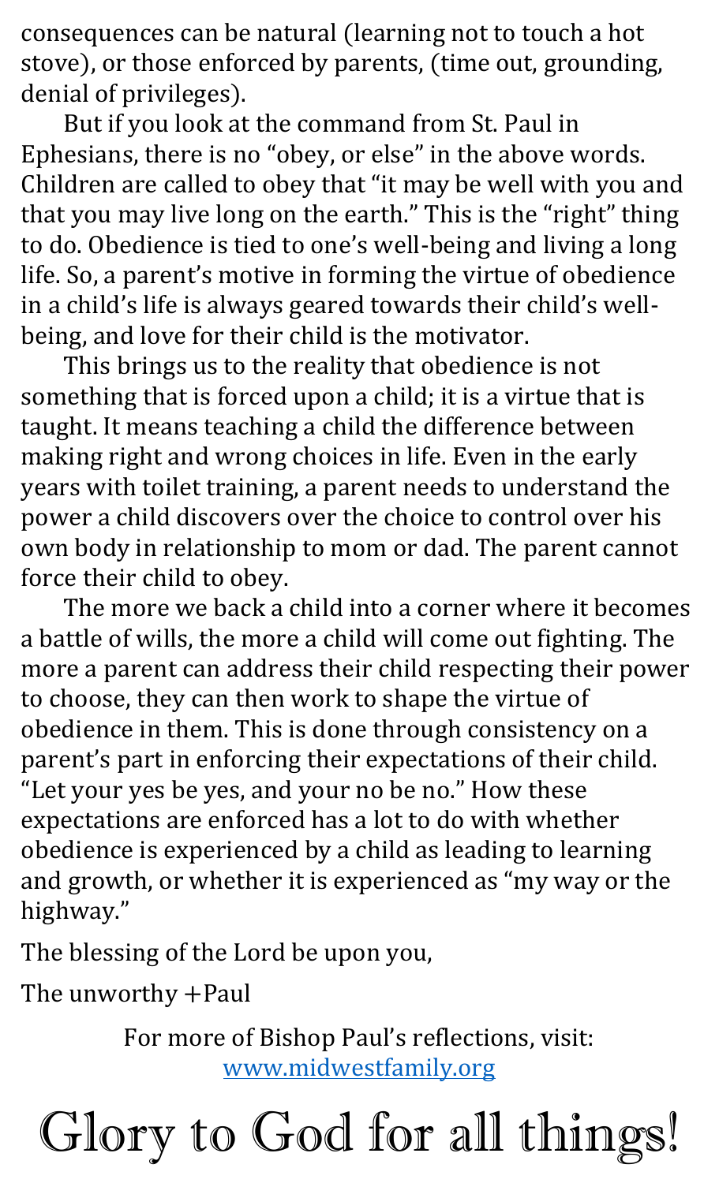consequences can be natural (learning not to touch a hot stove), or those enforced by parents, (time out, grounding, denial of privileges).

But if you look at the command from St. Paul in Ephesians, there is no "obey, or else" in the above words. Children are called to obey that "it may be well with you and that you may live long on the earth." This is the "right" thing to do. Obedience is tied to one's well-being and living a long life. So, a parent's motive in forming the virtue of obedience in a child's life is always geared towards their child's well-being, and love for their child is the motivator.

This brings us to the reality that obedience is not something that is forced upon a child; it is a virtue that is taught. It means teaching a child the difference between making right and wrong choices in life. Even in the early years with toilet training, a parent needs to understand the power a child discovers over the choice to control over his own body in relationship to mom or dad. The parent cannot force their child to obey.

The more we back a child into a corner where it becomes a battle of wills, the more a child will come out fighting. The more a parent can address their child respecting their power to choose, they can then work to shape the virtue of obedience in them. This is done through consistency on a parent's part in enforcing their expectations of their child. "Let your yes be yes, and your no be no." How these expectations are enforced has a lot to do with whether obedience is experienced by a child as leading to learning and growth, or whether it is experienced as "my way or the highway."

The blessing of the Lord be upon you,

The unworthy +Paul

For more of Bishop Paul's reflections, visit: [www.midwestfamily.org](http://www.midwestfamily.org)

# Glory to God for all things!